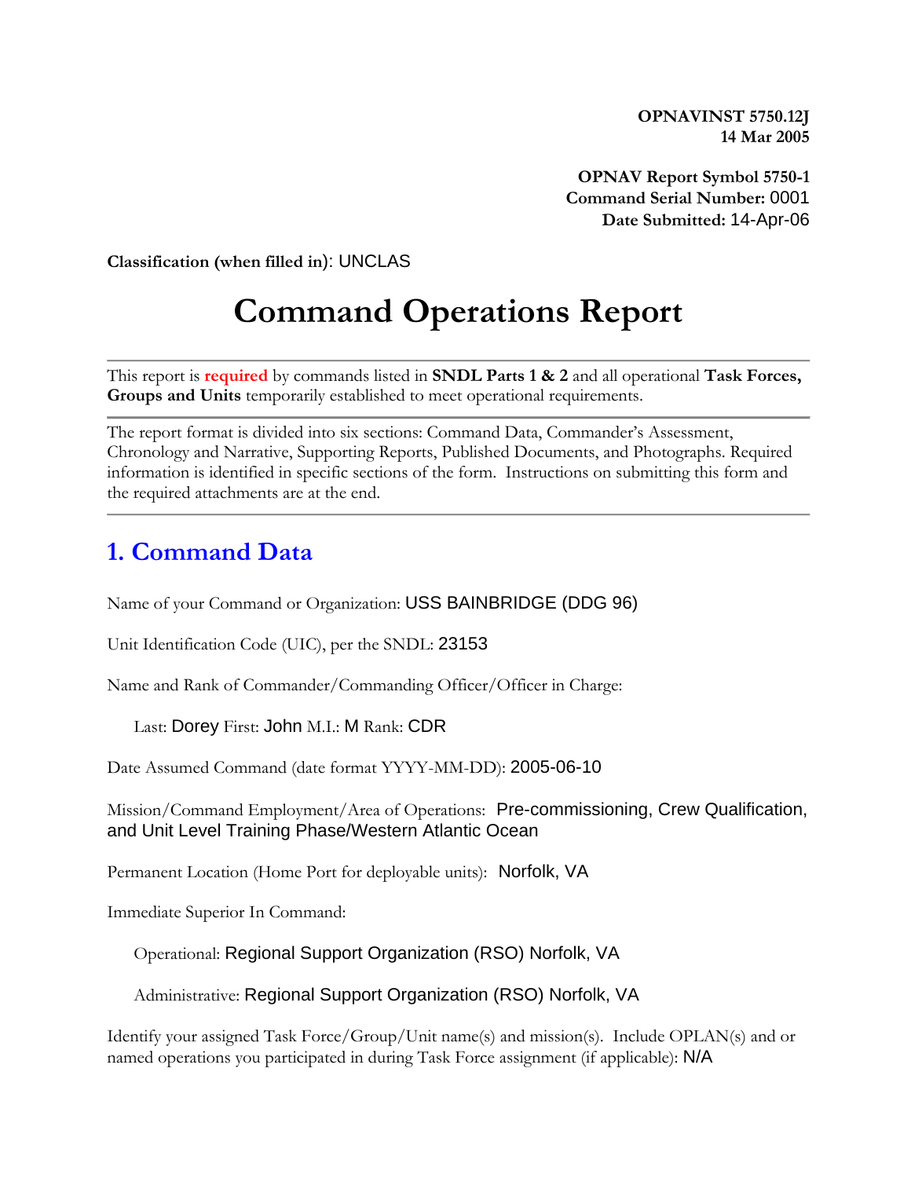**OPNAVINST 5750.12J**
**14 Mar 2005**

**OPNAV Report Symbol 5750-1**
**Command Serial Number:** 0001
**Date Submitted:** 14-Apr-06

**Classification (when filled in)**: UNCLAS

# Command Operations Report

---

This report is **required** by commands listed in **SNDL Parts 1 & 2** and all operational **Task Forces, Groups and Units** temporarily established to meet operational requirements.

---

The report format is divided into six sections: Command Data, Commander's Assessment, Chronology and Narrative, Supporting Reports, Published Documents, and Photographs. Required information is identified in specific sections of the form. Instructions on submitting this form and the required attachments are at the end.

---

## 1. Command Data

Name of your Command or Organization: USS BAINBRIDGE (DDG 96)

Unit Identification Code (UIC), per the SNDL: 23153

Name and Rank of Commander/Commanding Officer/Officer in Charge:

Last: Dorey First: John M.I.: M Rank: CDR

Date Assumed Command (date format YYYY-MM-DD): 2005-06-10

Mission/Command Employment/Area of Operations: Pre-commissioning, Crew Qualification, and Unit Level Training Phase/Western Atlantic Ocean

Permanent Location (Home Port for deployable units): Norfolk, VA

Immediate Superior In Command:

Operational: Regional Support Organization (RSO) Norfolk, VA

Administrative: Regional Support Organization (RSO) Norfolk, VA

Identify your assigned Task Force/Group/Unit name(s) and mission(s). Include OPLAN(s) and or named operations you participated in during Task Force assignment (if applicable): N/A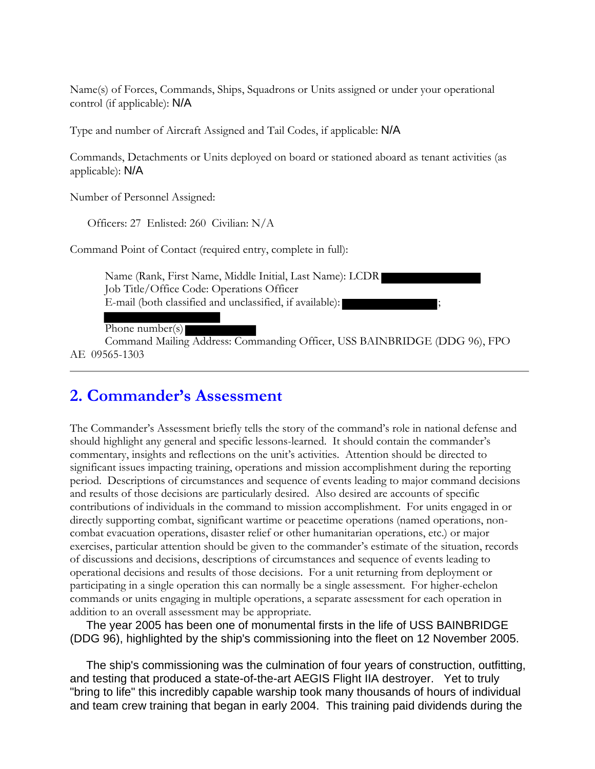Name(s) of Forces, Commands, Ships, Squadrons or Units assigned or under your operational control (if applicable): N/A

Type and number of Aircraft Assigned and Tail Codes, if applicable: N/A

Commands, Detachments or Units deployed on board or stationed aboard as tenant activities (as applicable): N/A

Number of Personnel Assigned:

Officers: 27 Enlisted: 260 Civilian: N/A

Command Point of Contact (required entry, complete in full):

Name (Rank, First Name, Middle Initial, Last Name): LCDR [REDACTED]
Job Title/Office Code: Operations Officer
E-mail (both classified and unclassified, if available): [REDACTED]; [REDACTED]
Phone number(s) [REDACTED]
Command Mailing Address: Commanding Officer, USS BAINBRIDGE (DDG 96), FPO AE 09565-1303

## 2. Commander's Assessment

The Commander's Assessment briefly tells the story of the command's role in national defense and should highlight any general and specific lessons-learned. It should contain the commander's commentary, insights and reflections on the unit's activities. Attention should be directed to significant issues impacting training, operations and mission accomplishment during the reporting period. Descriptions of circumstances and sequence of events leading to major command decisions and results of those decisions are particularly desired. Also desired are accounts of specific contributions of individuals in the command to mission accomplishment. For units engaged in or directly supporting combat, significant wartime or peacetime operations (named operations, non-combat evacuation operations, disaster relief or other humanitarian operations, etc.) or major exercises, particular attention should be given to the commander's estimate of the situation, records of discussions and decisions, descriptions of circumstances and sequence of events leading to operational decisions and results of those decisions. For a unit returning from deployment or participating in a single operation this can normally be a single assessment. For higher-echelon commands or units engaging in multiple operations, a separate assessment for each operation in addition to an overall assessment may be appropriate.

The year 2005 has been one of monumental firsts in the life of USS BAINBRIDGE (DDG 96), highlighted by the ship's commissioning into the fleet on 12 November 2005.

The ship's commissioning was the culmination of four years of construction, outfitting, and testing that produced a state-of-the-art AEGIS Flight IIA destroyer. Yet to truly "bring to life" this incredibly capable warship took many thousands of hours of individual and team crew training that began in early 2004. This training paid dividends during the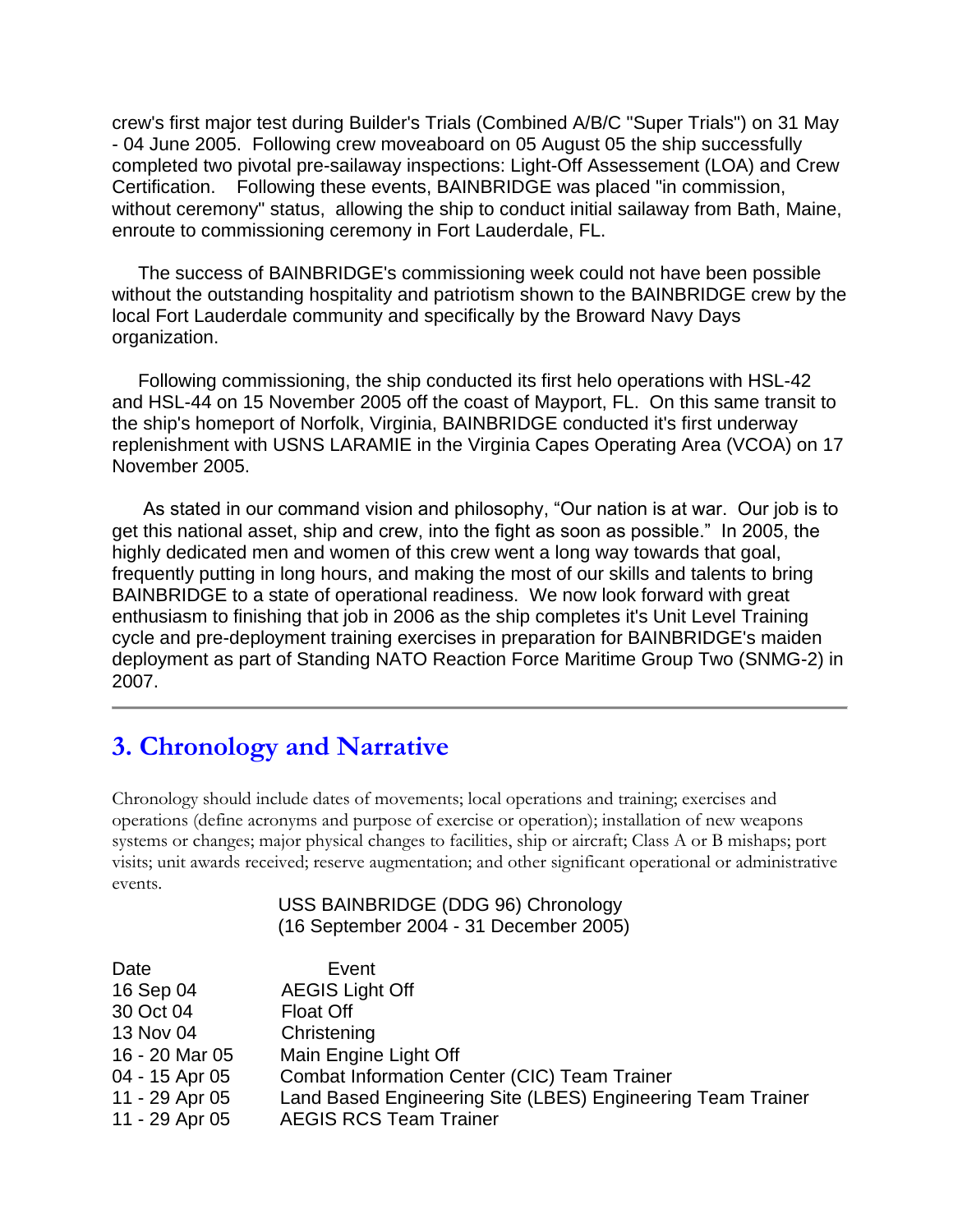crew's first major test during Builder's Trials (Combined A/B/C "Super Trials") on 31 May - 04 June 2005. Following crew moveaboard on 05 August 05 the ship successfully completed two pivotal pre-sailaway inspections: Light-Off Assessement (LOA) and Crew Certification. Following these events, BAINBRIDGE was placed "in commission, without ceremony" status, allowing the ship to conduct initial sailaway from Bath, Maine, enroute to commissioning ceremony in Fort Lauderdale, FL.

The success of BAINBRIDGE's commissioning week could not have been possible without the outstanding hospitality and patriotism shown to the BAINBRIDGE crew by the local Fort Lauderdale community and specifically by the Broward Navy Days organization.

Following commissioning, the ship conducted its first helo operations with HSL-42 and HSL-44 on 15 November 2005 off the coast of Mayport, FL. On this same transit to the ship's homeport of Norfolk, Virginia, BAINBRIDGE conducted it's first underway replenishment with USNS LARAMIE in the Virginia Capes Operating Area (VCOA) on 17 November 2005.

As stated in our command vision and philosophy, "Our nation is at war. Our job is to get this national asset, ship and crew, into the fight as soon as possible." In 2005, the highly dedicated men and women of this crew went a long way towards that goal, frequently putting in long hours, and making the most of our skills and talents to bring BAINBRIDGE to a state of operational readiness. We now look forward with great enthusiasm to finishing that job in 2006 as the ship completes it's Unit Level Training cycle and pre-deployment training exercises in preparation for BAINBRIDGE's maiden deployment as part of Standing NATO Reaction Force Maritime Group Two (SNMG-2) in 2007.

---

## 3. Chronology and Narrative

Chronology should include dates of movements; local operations and training; exercises and operations (define acronyms and purpose of exercise or operation); installation of new weapons systems or changes; major physical changes to facilities, ship or aircraft; Class A or B mishaps; port visits; unit awards received; reserve augmentation; and other significant operational or administrative events.

USS BAINBRIDGE (DDG 96) Chronology
(16 September 2004 - 31 December 2005)

| Date | Event |
|---|---|
| 16 Sep 04 | AEGIS Light Off |
| 30 Oct 04 | Float Off |
| 13 Nov 04 | Christening |
| 16 - 20 Mar 05 | Main Engine Light Off |
| 04 - 15 Apr 05 | Combat Information Center (CIC) Team Trainer |
| 11 - 29 Apr 05 | Land Based Engineering Site (LBES) Engineering Team Trainer |
| 11 - 29 Apr 05 | AEGIS RCS Team Trainer |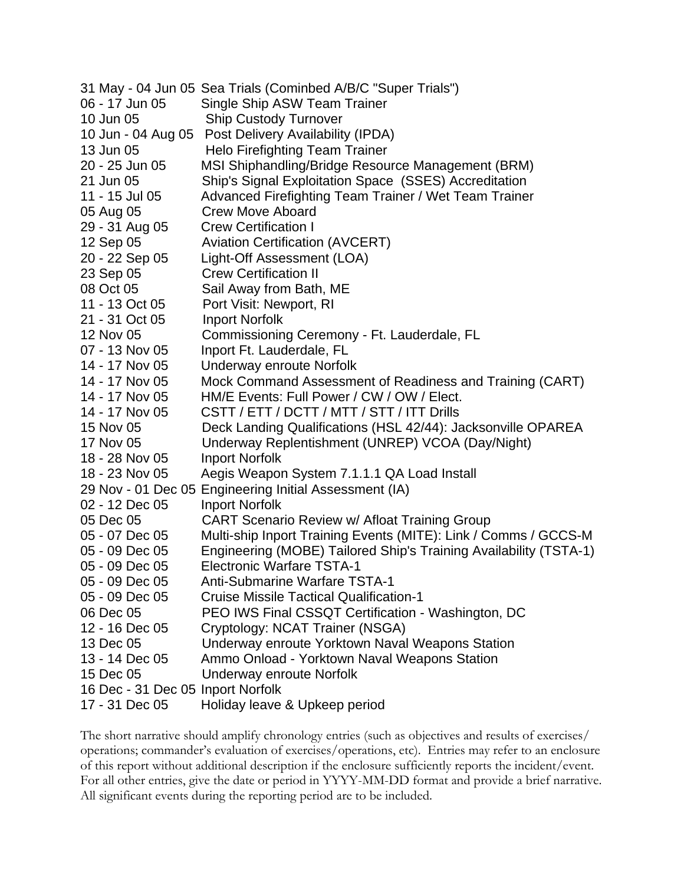| | |
|---|---|
| 31 May - 04 Jun 05 | Sea Trials (Cominbed A/B/C "Super Trials") |
| 06 - 17 Jun 05 | Single Ship ASW Team Trainer |
| 10 Jun 05 | Ship Custody Turnover |
| 10 Jun - 04 Aug 05 | Post Delivery Availability (IPDA) |
| 13 Jun 05 | Helo Firefighting Team Trainer |
| 20 - 25 Jun 05 | MSI Shiphandling/Bridge Resource Management (BRM) |
| 21 Jun 05 | Ship's Signal Exploitation Space (SSES) Accreditation |
| 11 - 15 Jul 05 | Advanced Firefighting Team Trainer / Wet Team Trainer |
| 05 Aug 05 | Crew Move Aboard |
| 29 - 31 Aug 05 | Crew Certification I |
| 12 Sep 05 | Aviation Certification (AVCERT) |
| 20 - 22 Sep 05 | Light-Off Assessment (LOA) |
| 23 Sep 05 | Crew Certification II |
| 08 Oct 05 | Sail Away from Bath, ME |
| 11 - 13 Oct 05 | Port Visit: Newport, RI |
| 21 - 31 Oct 05 | Inport Norfolk |
| 12 Nov 05 | Commissioning Ceremony - Ft. Lauderdale, FL |
| 07 - 13 Nov 05 | Inport Ft. Lauderdale, FL |
| 14 - 17 Nov 05 | Underway enroute Norfolk |
| 14 - 17 Nov 05 | Mock Command Assessment of Readiness and Training (CART) |
| 14 - 17 Nov 05 | HM/E Events: Full Power / CW / OW / Elect. |
| 14 - 17 Nov 05 | CSTT / ETT / DCTT / MTT / STT / ITT Drills |
| 15 Nov 05 | Deck Landing Qualifications (HSL 42/44): Jacksonville OPAREA |
| 17 Nov 05 | Underway Replentishment (UNREP) VCOA (Day/Night) |
| 18 - 28 Nov 05 | Inport Norfolk |
| 18 - 23 Nov 05 | Aegis Weapon System 7.1.1.1 QA Load Install |
| 29 Nov - 01 Dec 05 | Engineering Initial Assessment (IA) |
| 02 - 12 Dec 05 | Inport Norfolk |
| 05 Dec 05 | CART Scenario Review w/ Afloat Training Group |
| 05 - 07 Dec 05 | Multi-ship Inport Training Events (MITE): Link / Comms / GCCS-M |
| 05 - 09 Dec 05 | Engineering (MOBE) Tailored Ship's Training Availability (TSTA-1) |
| 05 - 09 Dec 05 | Electronic Warfare TSTA-1 |
| 05 - 09 Dec 05 | Anti-Submarine Warfare TSTA-1 |
| 05 - 09 Dec 05 | Cruise Missile Tactical Qualification-1 |
| 06 Dec 05 | PEO IWS Final CSSQT Certification - Washington, DC |
| 12 - 16 Dec 05 | Cryptology: NCAT Trainer (NSGA) |
| 13 Dec 05 | Underway enroute Yorktown Naval Weapons Station |
| 13 - 14 Dec 05 | Ammo Onload - Yorktown Naval Weapons Station |
| 15 Dec 05 | Underway enroute Norfolk |
| 16 Dec - 31 Dec 05 | Inport Norfolk |
| 17 - 31 Dec 05 | Holiday leave & Upkeep period |

The short narrative should amplify chronology entries (such as objectives and results of exercises/ operations; commander's evaluation of exercises/operations, etc). Entries may refer to an enclosure of this report without additional description if the enclosure sufficiently reports the incident/event. For all other entries, give the date or period in YYYY-MM-DD format and provide a brief narrative. All significant events during the reporting period are to be included.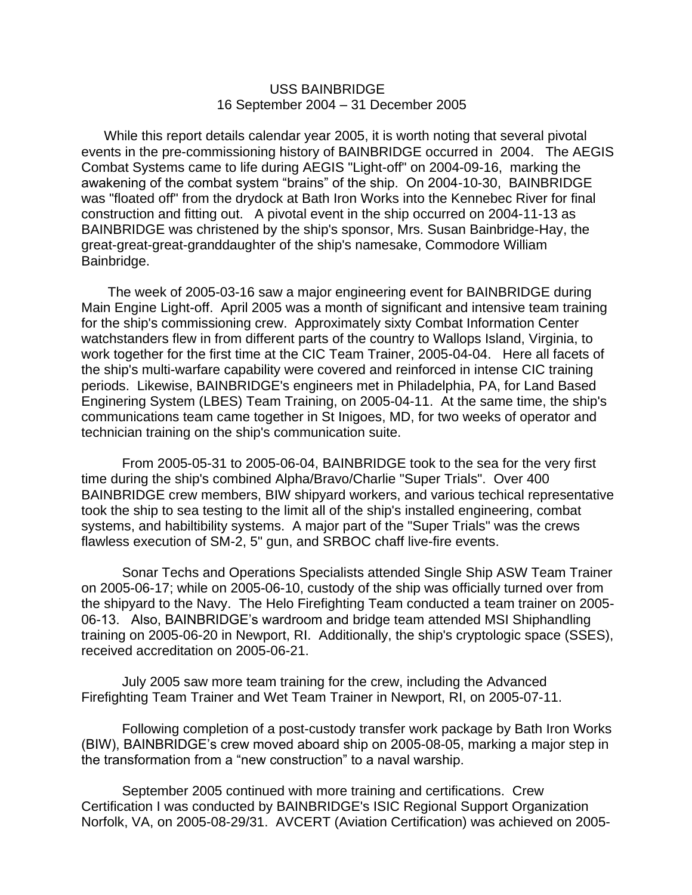USS BAINBRIDGE
16 September 2004 – 31 December 2005

While this report details calendar year 2005, it is worth noting that several pivotal events in the pre-commissioning history of BAINBRIDGE occurred in 2004. The AEGIS Combat Systems came to life during AEGIS "Light-off" on 2004-09-16, marking the awakening of the combat system "brains" of the ship. On 2004-10-30, BAINBRIDGE was "floated off" from the drydock at Bath Iron Works into the Kennebec River for final construction and fitting out. A pivotal event in the ship occurred on 2004-11-13 as BAINBRIDGE was christened by the ship's sponsor, Mrs. Susan Bainbridge-Hay, the great-great-great-granddaughter of the ship's namesake, Commodore William Bainbridge.

The week of 2005-03-16 saw a major engineering event for BAINBRIDGE during Main Engine Light-off. April 2005 was a month of significant and intensive team training for the ship's commissioning crew. Approximately sixty Combat Information Center watchstanders flew in from different parts of the country to Wallops Island, Virginia, to work together for the first time at the CIC Team Trainer, 2005-04-04. Here all facets of the ship's multi-warfare capability were covered and reinforced in intense CIC training periods. Likewise, BAINBRIDGE's engineers met in Philadelphia, PA, for Land Based Enginering System (LBES) Team Training, on 2005-04-11. At the same time, the ship's communications team came together in St Inigoes, MD, for two weeks of operator and technician training on the ship's communication suite.

From 2005-05-31 to 2005-06-04, BAINBRIDGE took to the sea for the very first time during the ship's combined Alpha/Bravo/Charlie "Super Trials". Over 400 BAINBRIDGE crew members, BIW shipyard workers, and various techical representative took the ship to sea testing to the limit all of the ship's installed engineering, combat systems, and habiltibility systems. A major part of the "Super Trials" was the crews flawless execution of SM-2, 5" gun, and SRBOC chaff live-fire events.

Sonar Techs and Operations Specialists attended Single Ship ASW Team Trainer on 2005-06-17; while on 2005-06-10, custody of the ship was officially turned over from the shipyard to the Navy. The Helo Firefighting Team conducted a team trainer on 2005-06-13. Also, BAINBRIDGE's wardroom and bridge team attended MSI Shiphandling training on 2005-06-20 in Newport, RI. Additionally, the ship's cryptologic space (SSES), received accreditation on 2005-06-21.

July 2005 saw more team training for the crew, including the Advanced Firefighting Team Trainer and Wet Team Trainer in Newport, RI, on 2005-07-11.

Following completion of a post-custody transfer work package by Bath Iron Works (BIW), BAINBRIDGE's crew moved aboard ship on 2005-08-05, marking a major step in the transformation from a "new construction" to a naval warship.

September 2005 continued with more training and certifications. Crew Certification I was conducted by BAINBRIDGE's ISIC Regional Support Organization Norfolk, VA, on 2005-08-29/31. AVCERT (Aviation Certification) was achieved on 2005-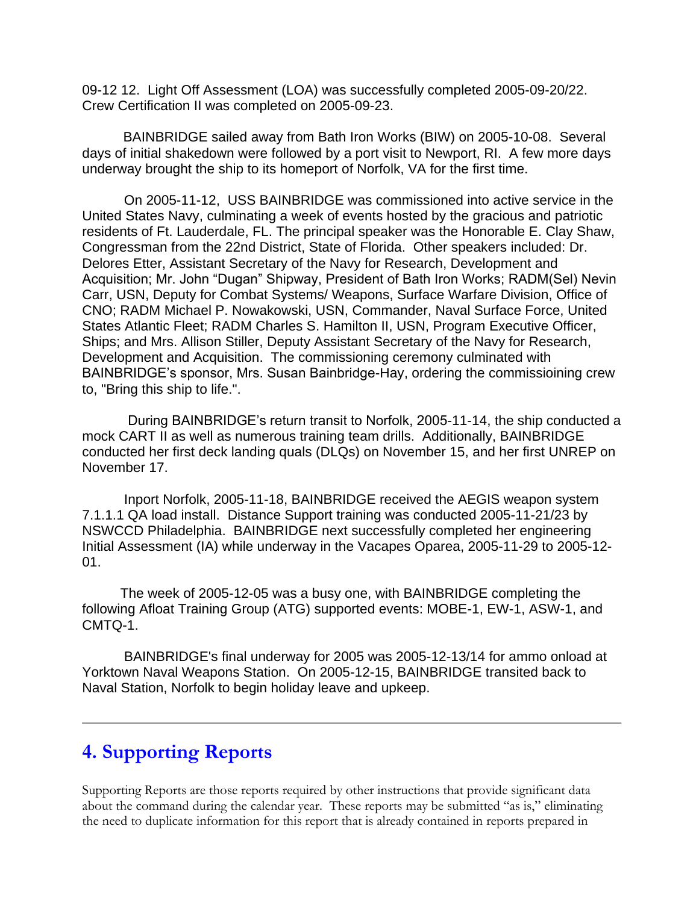09-12 12. Light Off Assessment (LOA) was successfully completed 2005-09-20/22. Crew Certification II was completed on 2005-09-23.

BAINBRIDGE sailed away from Bath Iron Works (BIW) on 2005-10-08. Several days of initial shakedown were followed by a port visit to Newport, RI. A few more days underway brought the ship to its homeport of Norfolk, VA for the first time.

On 2005-11-12, USS BAINBRIDGE was commissioned into active service in the United States Navy, culminating a week of events hosted by the gracious and patriotic residents of Ft. Lauderdale, FL. The principal speaker was the Honorable E. Clay Shaw, Congressman from the 22nd District, State of Florida. Other speakers included: Dr. Delores Etter, Assistant Secretary of the Navy for Research, Development and Acquisition; Mr. John "Dugan" Shipway, President of Bath Iron Works; RADM(Sel) Nevin Carr, USN, Deputy for Combat Systems/ Weapons, Surface Warfare Division, Office of CNO; RADM Michael P. Nowakowski, USN, Commander, Naval Surface Force, United States Atlantic Fleet; RADM Charles S. Hamilton II, USN, Program Executive Officer, Ships; and Mrs. Allison Stiller, Deputy Assistant Secretary of the Navy for Research, Development and Acquisition. The commissioning ceremony culminated with BAINBRIDGE's sponsor, Mrs. Susan Bainbridge-Hay, ordering the commissioining crew to, "Bring this ship to life.".

During BAINBRIDGE's return transit to Norfolk, 2005-11-14, the ship conducted a mock CART II as well as numerous training team drills. Additionally, BAINBRIDGE conducted her first deck landing quals (DLQs) on November 15, and her first UNREP on November 17.

Inport Norfolk, 2005-11-18, BAINBRIDGE received the AEGIS weapon system 7.1.1.1 QA load install. Distance Support training was conducted 2005-11-21/23 by NSWCCD Philadelphia. BAINBRIDGE next successfully completed her engineering Initial Assessment (IA) while underway in the Vacapes Oparea, 2005-11-29 to 2005-12-01.

The week of 2005-12-05 was a busy one, with BAINBRIDGE completing the following Afloat Training Group (ATG) supported events: MOBE-1, EW-1, ASW-1, and CMTQ-1.

BAINBRIDGE's final underway for 2005 was 2005-12-13/14 for ammo onload at Yorktown Naval Weapons Station. On 2005-12-15, BAINBRIDGE transited back to Naval Station, Norfolk to begin holiday leave and upkeep.

---

## 4. Supporting Reports

Supporting Reports are those reports required by other instructions that provide significant data about the command during the calendar year. These reports may be submitted "as is," eliminating the need to duplicate information for this report that is already contained in reports prepared in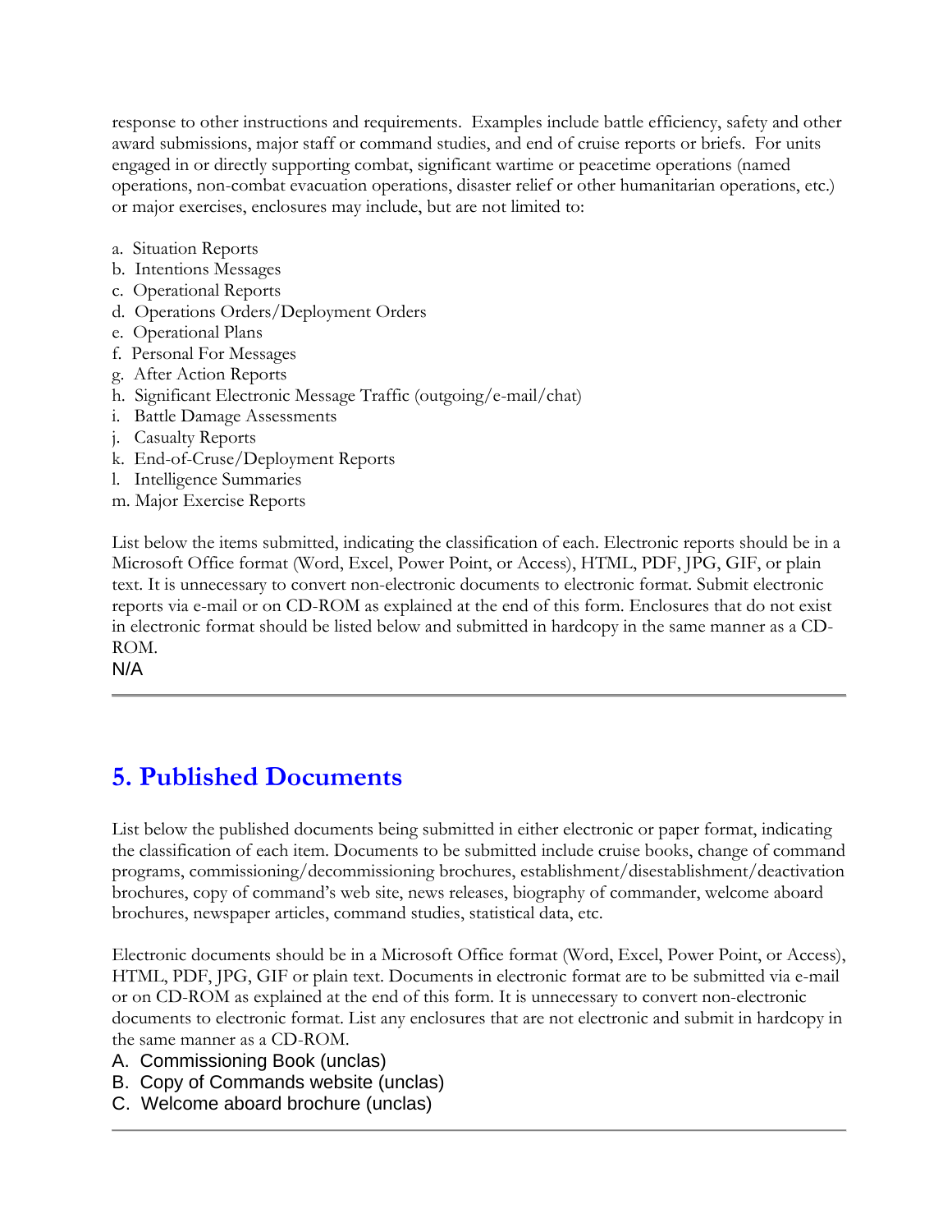response to other instructions and requirements. Examples include battle efficiency, safety and other award submissions, major staff or command studies, and end of cruise reports or briefs. For units engaged in or directly supporting combat, significant wartime or peacetime operations (named operations, non-combat evacuation operations, disaster relief or other humanitarian operations, etc.) or major exercises, enclosures may include, but are not limited to:

a. Situation Reports
b. Intentions Messages
c. Operational Reports
d. Operations Orders/Deployment Orders
e. Operational Plans
f. Personal For Messages
g. After Action Reports
h. Significant Electronic Message Traffic (outgoing/e-mail/chat)
i. Battle Damage Assessments
j. Casualty Reports
k. End-of-Cruse/Deployment Reports
l. Intelligence Summaries
m. Major Exercise Reports

List below the items submitted, indicating the classification of each. Electronic reports should be in a Microsoft Office format (Word, Excel, Power Point, or Access), HTML, PDF, JPG, GIF, or plain text. It is unnecessary to convert non-electronic documents to electronic format. Submit electronic reports via e-mail or on CD-ROM as explained at the end of this form. Enclosures that do not exist in electronic format should be listed below and submitted in hardcopy in the same manner as a CD-ROM.

N/A

---

## 5. Published Documents

List below the published documents being submitted in either electronic or paper format, indicating the classification of each item. Documents to be submitted include cruise books, change of command programs, commissioning/decommissioning brochures, establishment/disestablishment/deactivation brochures, copy of command's web site, news releases, biography of commander, welcome aboard brochures, newspaper articles, command studies, statistical data, etc.

Electronic documents should be in a Microsoft Office format (Word, Excel, Power Point, or Access), HTML, PDF, JPG, GIF or plain text. Documents in electronic format are to be submitted via e-mail or on CD-ROM as explained at the end of this form. It is unnecessary to convert non-electronic documents to electronic format. List any enclosures that are not electronic and submit in hardcopy in the same manner as a CD-ROM.

A. Commissioning Book (unclas)
B. Copy of Commands website (unclas)
C. Welcome aboard brochure (unclas)

---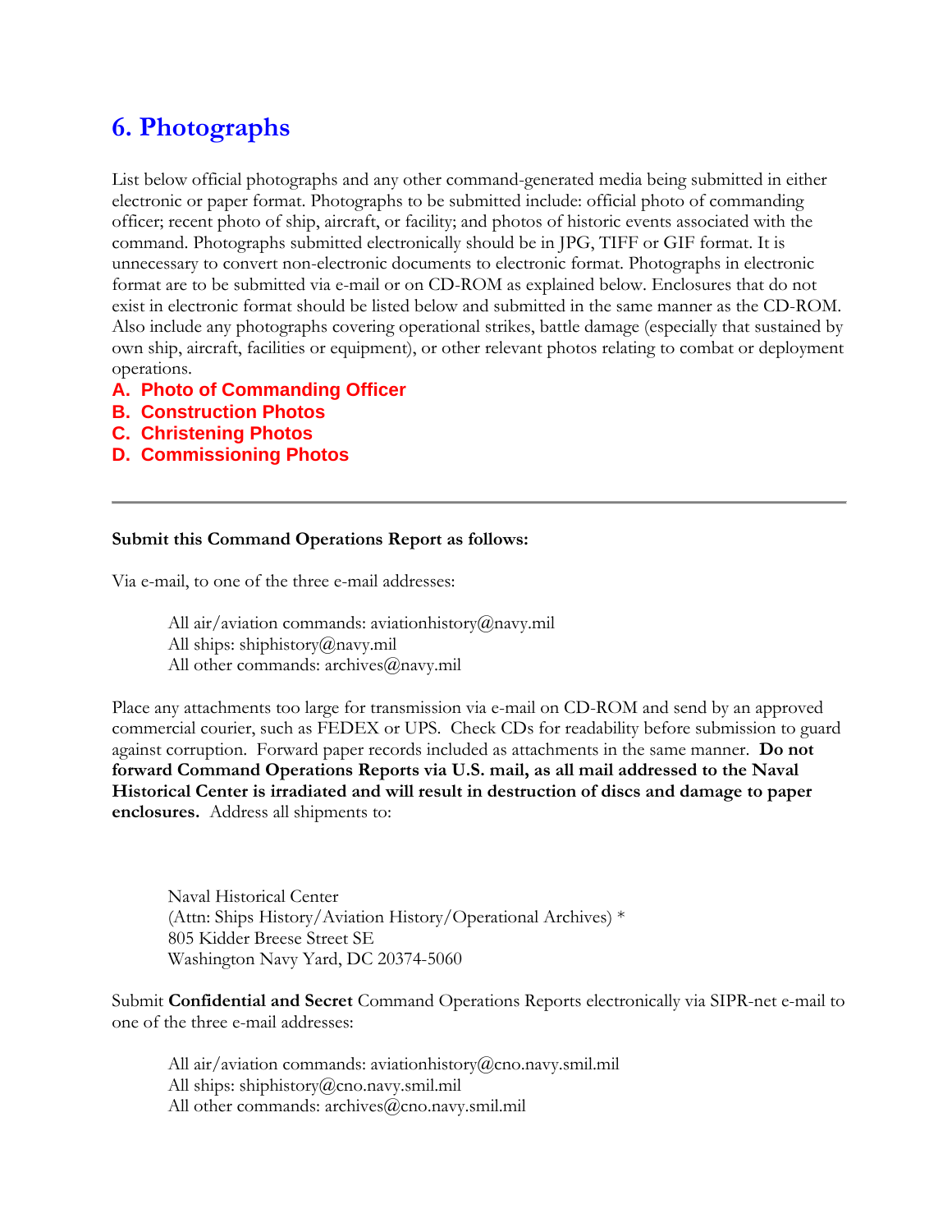## 6. Photographs

List below official photographs and any other command-generated media being submitted in either electronic or paper format. Photographs to be submitted include: official photo of commanding officer; recent photo of ship, aircraft, or facility; and photos of historic events associated with the command. Photographs submitted electronically should be in JPG, TIFF or GIF format. It is unnecessary to convert non-electronic documents to electronic format. Photographs in electronic format are to be submitted via e-mail or on CD-ROM as explained below. Enclosures that do not exist in electronic format should be listed below and submitted in the same manner as the CD-ROM. Also include any photographs covering operational strikes, battle damage (especially that sustained by own ship, aircraft, facilities or equipment), or other relevant photos relating to combat or deployment operations.

**A. Photo of Commanding Officer**
**B. Construction Photos**
**C. Christening Photos**
**D. Commissioning Photos**

---

**Submit this Command Operations Report as follows:**

Via e-mail, to one of the three e-mail addresses:

> All air/aviation commands: aviationhistory@navy.mil
> All ships: shiphistory@navy.mil
> All other commands: archives@navy.mil

Place any attachments too large for transmission via e-mail on CD-ROM and send by an approved commercial courier, such as FEDEX or UPS. Check CDs for readability before submission to guard against corruption. Forward paper records included as attachments in the same manner. **Do not forward Command Operations Reports via U.S. mail, as all mail addressed to the Naval Historical Center is irradiated and will result in destruction of discs and damage to paper enclosures.** Address all shipments to:

> Naval Historical Center
> (Attn: Ships History/Aviation History/Operational Archives) *
> 805 Kidder Breese Street SE
> Washington Navy Yard, DC 20374-5060

Submit **Confidential and Secret** Command Operations Reports electronically via SIPR-net e-mail to one of the three e-mail addresses:

> All air/aviation commands: aviationhistory@cno.navy.smil.mil
> All ships: shiphistory@cno.navy.smil.mil
> All other commands: archives@cno.navy.smil.mil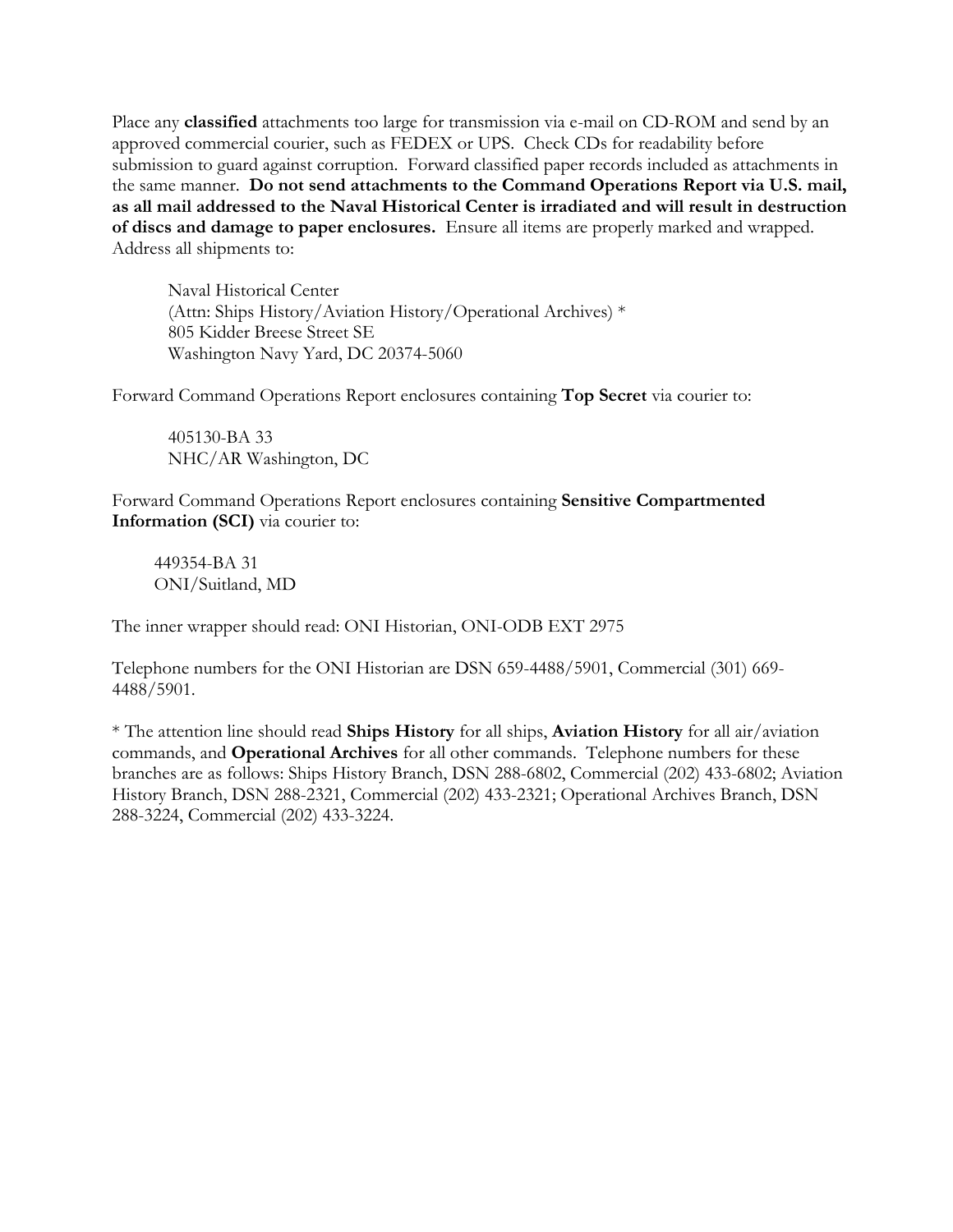Place any **classified** attachments too large for transmission via e-mail on CD-ROM and send by an approved commercial courier, such as FEDEX or UPS. Check CDs for readability before submission to guard against corruption. Forward classified paper records included as attachments in the same manner. **Do not send attachments to the Command Operations Report via U.S. mail, as all mail addressed to the Naval Historical Center is irradiated and will result in destruction of discs and damage to paper enclosures.** Ensure all items are properly marked and wrapped. Address all shipments to:

> Naval Historical Center
> (Attn: Ships History/Aviation History/Operational Archives) *
> 805 Kidder Breese Street SE
> Washington Navy Yard, DC 20374-5060

Forward Command Operations Report enclosures containing **Top Secret** via courier to:

> 405130-BA 33
> NHC/AR Washington, DC

Forward Command Operations Report enclosures containing **Sensitive Compartmented Information (SCI)** via courier to:

> 449354-BA 31
> ONI/Suitland, MD

The inner wrapper should read: ONI Historian, ONI-ODB EXT 2975

Telephone numbers for the ONI Historian are DSN 659-4488/5901, Commercial (301) 669-4488/5901.

* The attention line should read **Ships History** for all ships, **Aviation History** for all air/aviation commands, and **Operational Archives** for all other commands. Telephone numbers for these branches are as follows: Ships History Branch, DSN 288-6802, Commercial (202) 433-6802; Aviation History Branch, DSN 288-2321, Commercial (202) 433-2321; Operational Archives Branch, DSN 288-3224, Commercial (202) 433-3224.